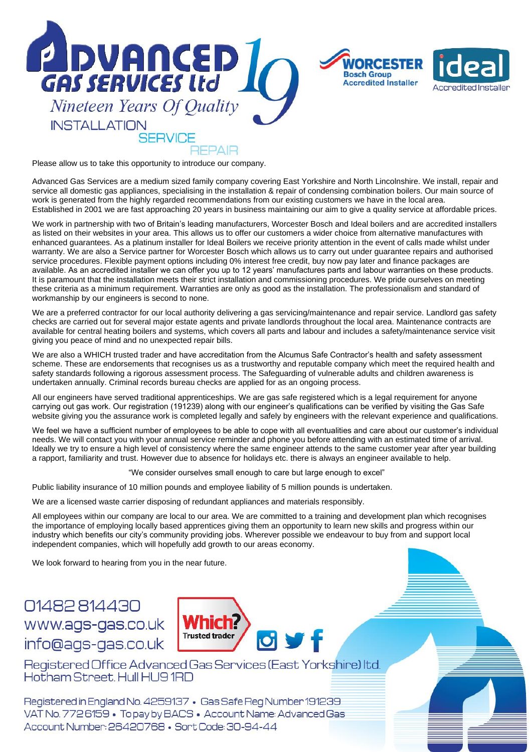# ADVANCED GAS SERVICES ltd

*Nineteen Years Of Quality*

INSTALLATION
SERVICE
REPAIR

WORCESTER Bosch Group Accredited Installer

ideal Accredited Installer

Please allow us to take this opportunity to introduce our company.

Advanced Gas Services are a medium sized family company covering East Yorkshire and North Lincolnshire. We install, repair and service all domestic gas appliances, specialising in the installation & repair of condensing combination boilers. Our main source of work is generated from the highly regarded recommendations from our existing customers we have in the local area. Established in 2001 we are fast approaching 20 years in business maintaining our aim to give a quality service at affordable prices.

We work in partnership with two of Britain's leading manufacturers, Worcester Bosch and Ideal boilers and are accredited installers as listed on their websites in your area. This allows us to offer our customers a wider choice from alternative manufactures with enhanced guarantees. As a platinum installer for Ideal Boilers we receive priority attention in the event of calls made whilst under warranty. We are also a Service partner for Worcester Bosch which allows us to carry out under guarantee repairs and authorised service procedures. Flexible payment options including 0% interest free credit, buy now pay later and finance packages are available. As an accredited installer we can offer you up to 12 years' manufactures parts and labour warranties on these products. It is paramount that the installation meets their strict installation and commissioning procedures. We pride ourselves on meeting these criteria as a minimum requirement. Warranties are only as good as the installation. The professionalism and standard of workmanship by our engineers is second to none.

We are a preferred contractor for our local authority delivering a gas servicing/maintenance and repair service. Landlord gas safety checks are carried out for several major estate agents and private landlords throughout the local area. Maintenance contracts are available for central heating boilers and systems, which covers all parts and labour and includes a safety/maintenance service visit giving you peace of mind and no unexpected repair bills.

We are also a WHICH trusted trader and have accreditation from the Alcumus Safe Contractor's health and safety assessment scheme. These are endorsements that recognises us as a trustworthy and reputable company which meet the required health and safety standards following a rigorous assessment process. The Safeguarding of vulnerable adults and children awareness is undertaken annually. Criminal records bureau checks are applied for as an ongoing process.

All our engineers have served traditional apprenticeships. We are gas safe registered which is a legal requirement for anyone carrying out gas work. Our registration (191239) along with our engineer's qualifications can be verified by visiting the Gas Safe website giving you the assurance work is completed legally and safely by engineers with the relevant experience and qualifications.

We feel we have a sufficient number of employees to be able to cope with all eventualities and care about our customer's individual needs. We will contact you with your annual service reminder and phone you before attending with an estimated time of arrival. Ideally we try to ensure a high level of consistency where the same engineer attends to the same customer year after year building a rapport, familiarity and trust. However due to absence for holidays etc. there is always an engineer available to help.

"We consider ourselves small enough to care but large enough to excel"

Public liability insurance of 10 million pounds and employee liability of 5 million pounds is undertaken.

We are a licensed waste carrier disposing of redundant appliances and materials responsibly.

All employees within our company are local to our area. We are committed to a training and development plan which recognises the importance of employing locally based apprentices giving them an opportunity to learn new skills and progress within our industry which benefits our city's community providing jobs. Wherever possible we endeavour to buy from and support local independent companies, which will hopefully add growth to our areas economy.

We look forward to hearing from you in the near future.

01482 814430
www.ags-gas.co.uk
info@ags-gas.co.uk

Which? Trusted trader

Registered Office Advanced Gas Services (East Yorkshire) ltd.
Hotham Street. Hull HU9 1RD

Registered in England No. 4259137 • Gas Safe Reg Number 191239
VAT No. 772 6159 • To pay by BACS • Account Name: Advanced Gas
Account Number: 26420768 • Sort Code: 30-94-44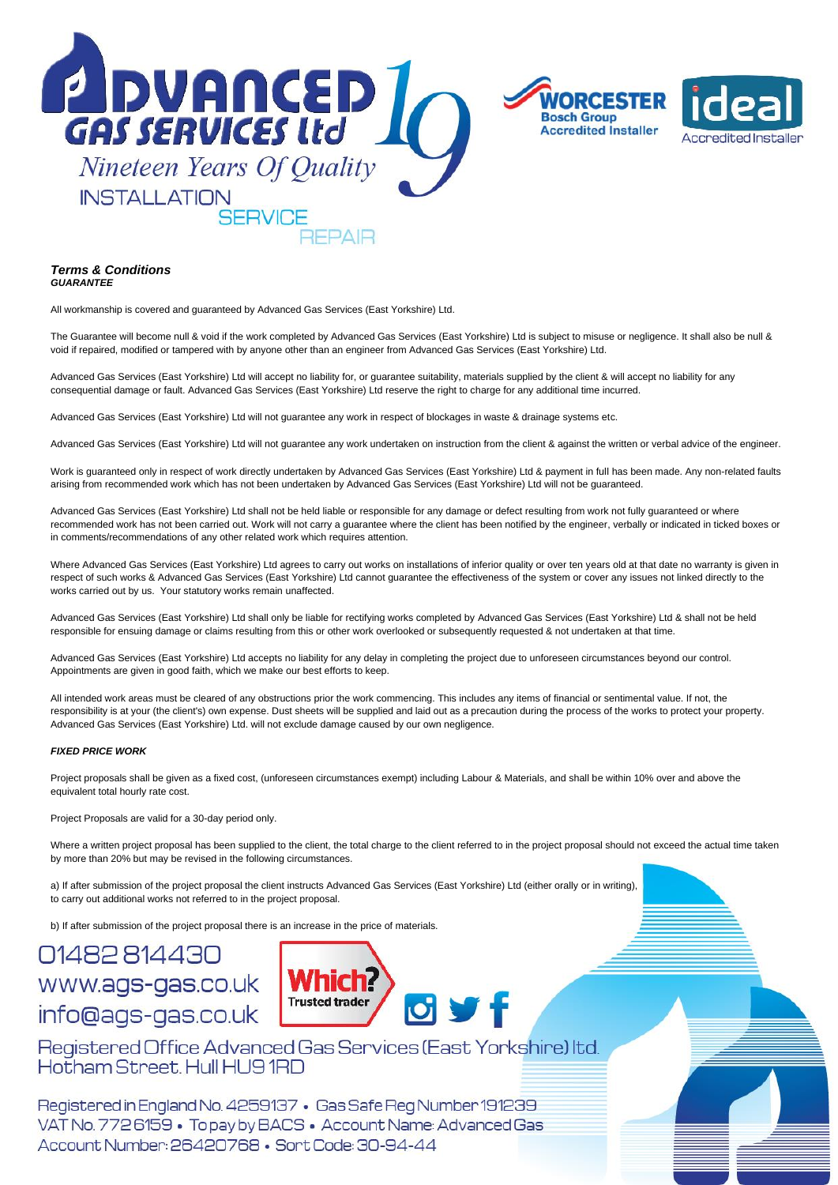# Advanced Gas Services Ltd

*Nineteen Years Of Quality*

INSTALLATION
SERVICE
REPAIR

WORCESTER Bosch Group Accredited Installer

ideal Accredited Installer

***Terms & Conditions***
***GUARANTEE***

All workmanship is covered and guaranteed by Advanced Gas Services (East Yorkshire) Ltd.

The Guarantee will become null & void if the work completed by Advanced Gas Services (East Yorkshire) Ltd is subject to misuse or negligence. It shall also be null & void if repaired, modified or tampered with by anyone other than an engineer from Advanced Gas Services (East Yorkshire) Ltd.

Advanced Gas Services (East Yorkshire) Ltd will accept no liability for, or guarantee suitability, materials supplied by the client & will accept no liability for any consequential damage or fault. Advanced Gas Services (East Yorkshire) Ltd reserve the right to charge for any additional time incurred.

Advanced Gas Services (East Yorkshire) Ltd will not guarantee any work in respect of blockages in waste & drainage systems etc.

Advanced Gas Services (East Yorkshire) Ltd will not guarantee any work undertaken on instruction from the client & against the written or verbal advice of the engineer.

Work is guaranteed only in respect of work directly undertaken by Advanced Gas Services (East Yorkshire) Ltd & payment in full has been made. Any non-related faults arising from recommended work which has not been undertaken by Advanced Gas Services (East Yorkshire) Ltd will not be guaranteed.

Advanced Gas Services (East Yorkshire) Ltd shall not be held liable or responsible for any damage or defect resulting from work not fully guaranteed or where recommended work has not been carried out. Work will not carry a guarantee where the client has been notified by the engineer, verbally or indicated in ticked boxes or in comments/recommendations of any other related work which requires attention.

Where Advanced Gas Services (East Yorkshire) Ltd agrees to carry out works on installations of inferior quality or over ten years old at that date no warranty is given in respect of such works & Advanced Gas Services (East Yorkshire) Ltd cannot guarantee the effectiveness of the system or cover any issues not linked directly to the works carried out by us. Your statutory works remain unaffected.

Advanced Gas Services (East Yorkshire) Ltd shall only be liable for rectifying works completed by Advanced Gas Services (East Yorkshire) Ltd & shall not be held responsible for ensuing damage or claims resulting from this or other work overlooked or subsequently requested & not undertaken at that time.

Advanced Gas Services (East Yorkshire) Ltd accepts no liability for any delay in completing the project due to unforeseen circumstances beyond our control. Appointments are given in good faith, which we make our best efforts to keep.

All intended work areas must be cleared of any obstructions prior the work commencing. This includes any items of financial or sentimental value. If not, the responsibility is at your (the client's) own expense. Dust sheets will be supplied and laid out as a precaution during the process of the works to protect your property. Advanced Gas Services (East Yorkshire) Ltd. will not exclude damage caused by our own negligence.

***FIXED PRICE WORK***

Project proposals shall be given as a fixed cost, (unforeseen circumstances exempt) including Labour & Materials, and shall be within 10% over and above the equivalent total hourly rate cost.

Project Proposals are valid for a 30-day period only.

Where a written project proposal has been supplied to the client, the total charge to the client referred to in the project proposal should not exceed the actual time taken by more than 20% but may be revised in the following circumstances.

a) If after submission of the project proposal the client instructs Advanced Gas Services (East Yorkshire) Ltd (either orally or in writing), to carry out additional works not referred to in the project proposal.

b) If after submission of the project proposal there is an increase in the price of materials.

01482 814430
www.ags-gas.co.uk
info@ags-gas.co.uk

Which? Trusted trader

Registered Office Advanced Gas Services (East Yorkshire) ltd.
Hotham Street. Hull HU9 1RD

Registered in England No. 4259137 • Gas Safe Reg Number 191239
VAT No. 772 6159 • To pay by BACS • Account Name: Advanced Gas
Account Number: 26420768 • Sort Code: 30-94-44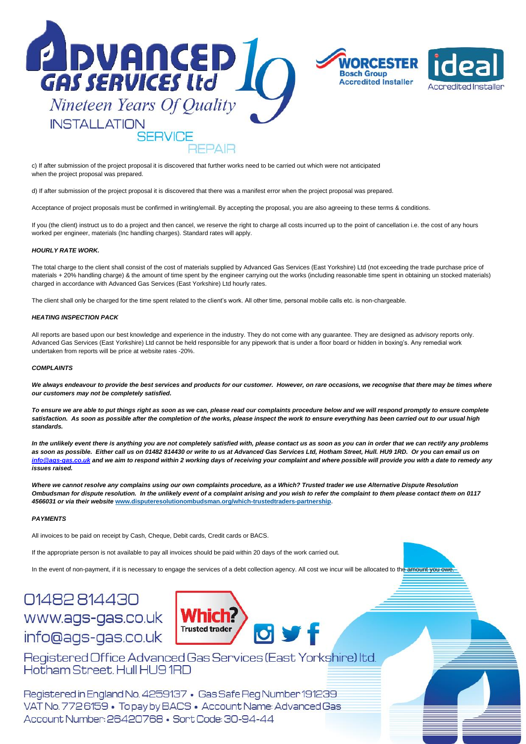c) If after submission of the project proposal it is discovered that further works need to be carried out which were not anticipated when the project proposal was prepared.

d) If after submission of the project proposal it is discovered that there was a manifest error when the project proposal was prepared.

Acceptance of project proposals must be confirmed in writing/email. By accepting the proposal, you are also agreeing to these terms & conditions.

If you (the client) instruct us to do a project and then cancel, we reserve the right to charge all costs incurred up to the point of cancellation i.e. the cost of any hours worked per engineer, materials (Inc handling charges). Standard rates will apply.

***HOURLY RATE WORK.***

The total charge to the client shall consist of the cost of materials supplied by Advanced Gas Services (East Yorkshire) Ltd (not exceeding the trade purchase price of materials + 20% handling charge) & the amount of time spent by the engineer carrying out the works (including reasonable time spent in obtaining un stocked materials) charged in accordance with Advanced Gas Services (East Yorkshire) Ltd hourly rates.

The client shall only be charged for the time spent related to the client's work. All other time, personal mobile calls etc. is non-chargeable.

***HEATING INSPECTION PACK***

All reports are based upon our best knowledge and experience in the industry. They do not come with any guarantee. They are designed as advisory reports only. Advanced Gas Services (East Yorkshire) Ltd cannot be held responsible for any pipework that is under a floor board or hidden in boxing's. Any remedial work undertaken from reports will be price at website rates -20%.

***COMPLAINTS***

***We always endeavour to provide the best services and products for our customer. However, on rare occasions, we recognise that there may be times where our customers may not be completely satisfied.***

***To ensure we are able to put things right as soon as we can, please read our complaints procedure below and we will respond promptly to ensure complete satisfaction. As soon as possible after the completion of the works, please inspect the work to ensure everything has been carried out to our usual high standards.***

***In the unlikely event there is anything you are not completely satisfied with, please contact us as soon as you can in order that we can rectify any problems as soon as possible. Either call us on 01482 814430 or write to us at Advanced Gas Services Ltd, Hotham Street, Hull. HU9 1RD. Or you can email us on info@ags-gas.co.uk and we aim to respond within 2 working days of receiving your complaint and where possible will provide you with a date to remedy any issues raised.***

***Where we cannot resolve any complains using our own complaints procedure, as a Which? Trusted trader we use Alternative Dispute Resolution Ombudsman for dispute resolution. In the unlikely event of a complaint arising and you wish to refer the complaint to them please contact them on 0117 4566031 or via their website www.disputeresolutionombudsman.org/which-trustedtraders-partnership.***

***PAYMENTS***

All invoices to be paid on receipt by Cash, Cheque, Debit cards, Credit cards or BACS.

If the appropriate person is not available to pay all invoices should be paid within 20 days of the work carried out.

In the event of non-payment, if it is necessary to engage the services of a debt collection agency. All cost we incur will be allocated to the amount you owe.

01482 814430
www.ags-gas.co.uk
info@ags-gas.co.uk

Registered Office Advanced Gas Services (East Yorkshire) ltd. Hotham Street. Hull HU9 1RD

Registered in England No. 4259137 • Gas Safe Reg Number 191239
VAT No. 772 6159 • To pay by BACS • Account Name: Advanced Gas
Account Number: 26420768 • Sort Code: 30-94-44